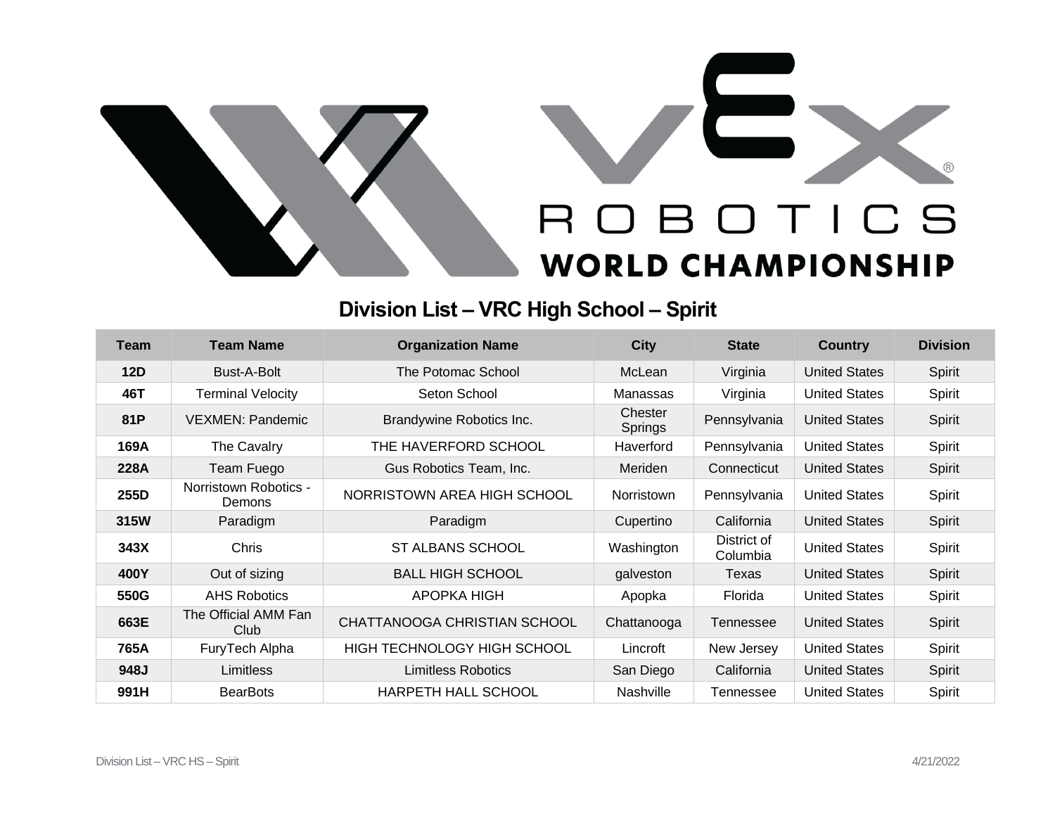VEX ROBOTICS WORLD CHAMPIONSHIP

## Division List – VRC High School – Spirit

| Team | Team Name | Organization Name | City | State | Country | Division |
|---|---|---|---|---|---|---|
| **12D** | Bust-A-Bolt | The Potomac School | McLean | Virginia | United States | Spirit |
| **46T** | Terminal Velocity | Seton School | Manassas | Virginia | United States | Spirit |
| **81P** | VEXMEN: Pandemic | Brandywine Robotics Inc. | Chester Springs | Pennsylvania | United States | Spirit |
| **169A** | The Cavalry | THE HAVERFORD SCHOOL | Haverford | Pennsylvania | United States | Spirit |
| **228A** | Team Fuego | Gus Robotics Team, Inc. | Meriden | Connecticut | United States | Spirit |
| **255D** | Norristown Robotics - Demons | NORRISTOWN AREA HIGH SCHOOL | Norristown | Pennsylvania | United States | Spirit |
| **315W** | Paradigm | Paradigm | Cupertino | California | United States | Spirit |
| **343X** | Chris | ST ALBANS SCHOOL | Washington | District of Columbia | United States | Spirit |
| **400Y** | Out of sizing | BALL HIGH SCHOOL | galveston | Texas | United States | Spirit |
| **550G** | AHS Robotics | APOPKA HIGH | Apopka | Florida | United States | Spirit |
| **663E** | The Official AMM Fan Club | CHATTANOOGA CHRISTIAN SCHOOL | Chattanooga | Tennessee | United States | Spirit |
| **765A** | FuryTech Alpha | HIGH TECHNOLOGY HIGH SCHOOL | Lincroft | New Jersey | United States | Spirit |
| **948J** | Limitless | Limitless Robotics | San Diego | California | United States | Spirit |
| **991H** | BearBots | HARPETH HALL SCHOOL | Nashville | Tennessee | United States | Spirit |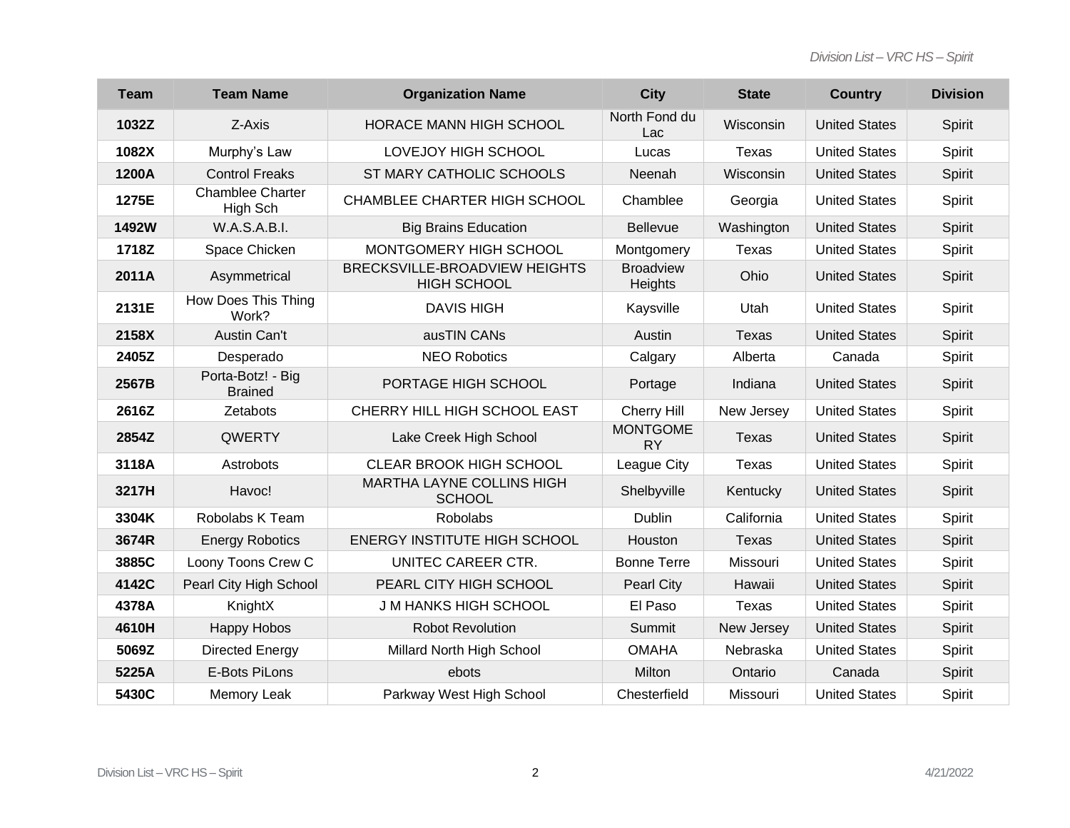| Team | Team Name | Organization Name | City | State | Country | Division |
|---|---|---|---|---|---|---|
| **1032Z** | Z-Axis | HORACE MANN HIGH SCHOOL | North Fond du Lac | Wisconsin | United States | Spirit |
| **1082X** | Murphy's Law | LOVEJOY HIGH SCHOOL | Lucas | Texas | United States | Spirit |
| **1200A** | Control Freaks | ST MARY CATHOLIC SCHOOLS | Neenah | Wisconsin | United States | Spirit |
| **1275E** | Chamblee Charter High Sch | CHAMBLEE CHARTER HIGH SCHOOL | Chamblee | Georgia | United States | Spirit |
| **1492W** | W.A.S.A.B.I. | Big Brains Education | Bellevue | Washington | United States | Spirit |
| **1718Z** | Space Chicken | MONTGOMERY HIGH SCHOOL | Montgomery | Texas | United States | Spirit |
| **2011A** | Asymmetrical | BRECKSVILLE-BROADVIEW HEIGHTS HIGH SCHOOL | Broadview Heights | Ohio | United States | Spirit |
| **2131E** | How Does This Thing Work? | DAVIS HIGH | Kaysville | Utah | United States | Spirit |
| **2158X** | Austin Can't | ausTIN CANs | Austin | Texas | United States | Spirit |
| **2405Z** | Desperado | NEO Robotics | Calgary | Alberta | Canada | Spirit |
| **2567B** | Porta-Botz! - Big Brained | PORTAGE HIGH SCHOOL | Portage | Indiana | United States | Spirit |
| **2616Z** | Zetabots | CHERRY HILL HIGH SCHOOL EAST | Cherry Hill | New Jersey | United States | Spirit |
| **2854Z** | QWERTY | Lake Creek High School | MONTGOMERY | Texas | United States | Spirit |
| **3118A** | Astrobots | CLEAR BROOK HIGH SCHOOL | League City | Texas | United States | Spirit |
| **3217H** | Havoc! | MARTHA LAYNE COLLINS HIGH SCHOOL | Shelbyville | Kentucky | United States | Spirit |
| **3304K** | Robolabs K Team | Robolabs | Dublin | California | United States | Spirit |
| **3674R** | Energy Robotics | ENERGY INSTITUTE HIGH SCHOOL | Houston | Texas | United States | Spirit |
| **3885C** | Loony Toons Crew C | UNITEC CAREER CTR. | Bonne Terre | Missouri | United States | Spirit |
| **4142C** | Pearl City High School | PEARL CITY HIGH SCHOOL | Pearl City | Hawaii | United States | Spirit |
| **4378A** | KnightX | J M HANKS HIGH SCHOOL | El Paso | Texas | United States | Spirit |
| **4610H** | Happy Hobos | Robot Revolution | Summit | New Jersey | United States | Spirit |
| **5069Z** | Directed Energy | Millard North High School | OMAHA | Nebraska | United States | Spirit |
| **5225A** | E-Bots PiLons | ebots | Milton | Ontario | Canada | Spirit |
| **5430C** | Memory Leak | Parkway West High School | Chesterfield | Missouri | United States | Spirit |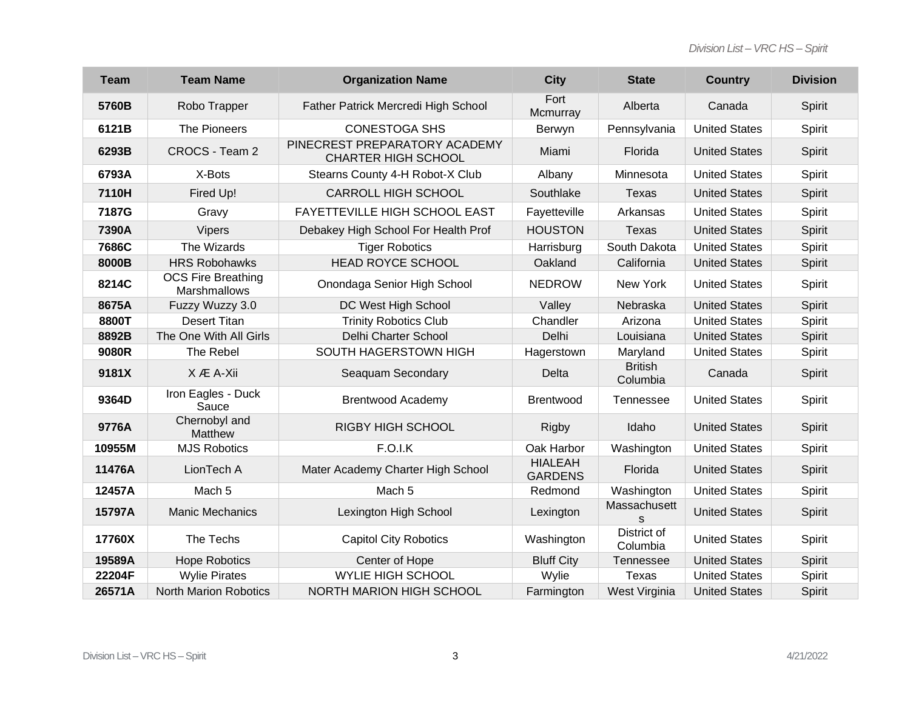| Team | Team Name | Organization Name | City | State | Country | Division |
|---|---|---|---|---|---|---|
| 5760B | Robo Trapper | Father Patrick Mercredi High School | Fort Mcmurray | Alberta | Canada | Spirit |
| 6121B | The Pioneers | CONESTOGA SHS | Berwyn | Pennsylvania | United States | Spirit |
| 6293B | CROCS - Team 2 | PINECREST PREPARATORY ACADEMY CHARTER HIGH SCHOOL | Miami | Florida | United States | Spirit |
| 6793A | X-Bots | Stearns County 4-H Robot-X Club | Albany | Minnesota | United States | Spirit |
| 7110H | Fired Up! | CARROLL HIGH SCHOOL | Southlake | Texas | United States | Spirit |
| 7187G | Gravy | FAYETTEVILLE HIGH SCHOOL EAST | Fayetteville | Arkansas | United States | Spirit |
| 7390A | Vipers | Debakey High School For Health Prof | HOUSTON | Texas | United States | Spirit |
| 7686C | The Wizards | Tiger Robotics | Harrisburg | South Dakota | United States | Spirit |
| 8000B | HRS Robohawks | HEAD ROYCE SCHOOL | Oakland | California | United States | Spirit |
| 8214C | OCS Fire Breathing Marshmallows | Onondaga Senior High School | NEDROW | New York | United States | Spirit |
| 8675A | Fuzzy Wuzzy 3.0 | DC West High School | Valley | Nebraska | United States | Spirit |
| 8800T | Desert Titan | Trinity Robotics Club | Chandler | Arizona | United States | Spirit |
| 8892B | The One With All Girls | Delhi Charter School | Delhi | Louisiana | United States | Spirit |
| 9080R | The Rebel | SOUTH HAGERSTOWN HIGH | Hagerstown | Maryland | United States | Spirit |
| 9181X | X Æ A-Xii | Seaquam Secondary | Delta | British Columbia | Canada | Spirit |
| 9364D | Iron Eagles - Duck Sauce | Brentwood Academy | Brentwood | Tennessee | United States | Spirit |
| 9776A | Chernobyl and Matthew | RIGBY HIGH SCHOOL | Rigby | Idaho | United States | Spirit |
| 10955M | MJS Robotics | F.O.I.K | Oak Harbor | Washington | United States | Spirit |
| 11476A | LionTech A | Mater Academy Charter High School | HIALEAH GARDENS | Florida | United States | Spirit |
| 12457A | Mach 5 | Mach 5 | Redmond | Washington | United States | Spirit |
| 15797A | Manic Mechanics | Lexington High School | Lexington | Massachusetts | United States | Spirit |
| 17760X | The Techs | Capitol City Robotics | Washington | District of Columbia | United States | Spirit |
| 19589A | Hope Robotics | Center of Hope | Bluff City | Tennessee | United States | Spirit |
| 22204F | Wylie Pirates | WYLIE HIGH SCHOOL | Wylie | Texas | United States | Spirit |
| 26571A | North Marion Robotics | NORTH MARION HIGH SCHOOL | Farmington | West Virginia | United States | Spirit |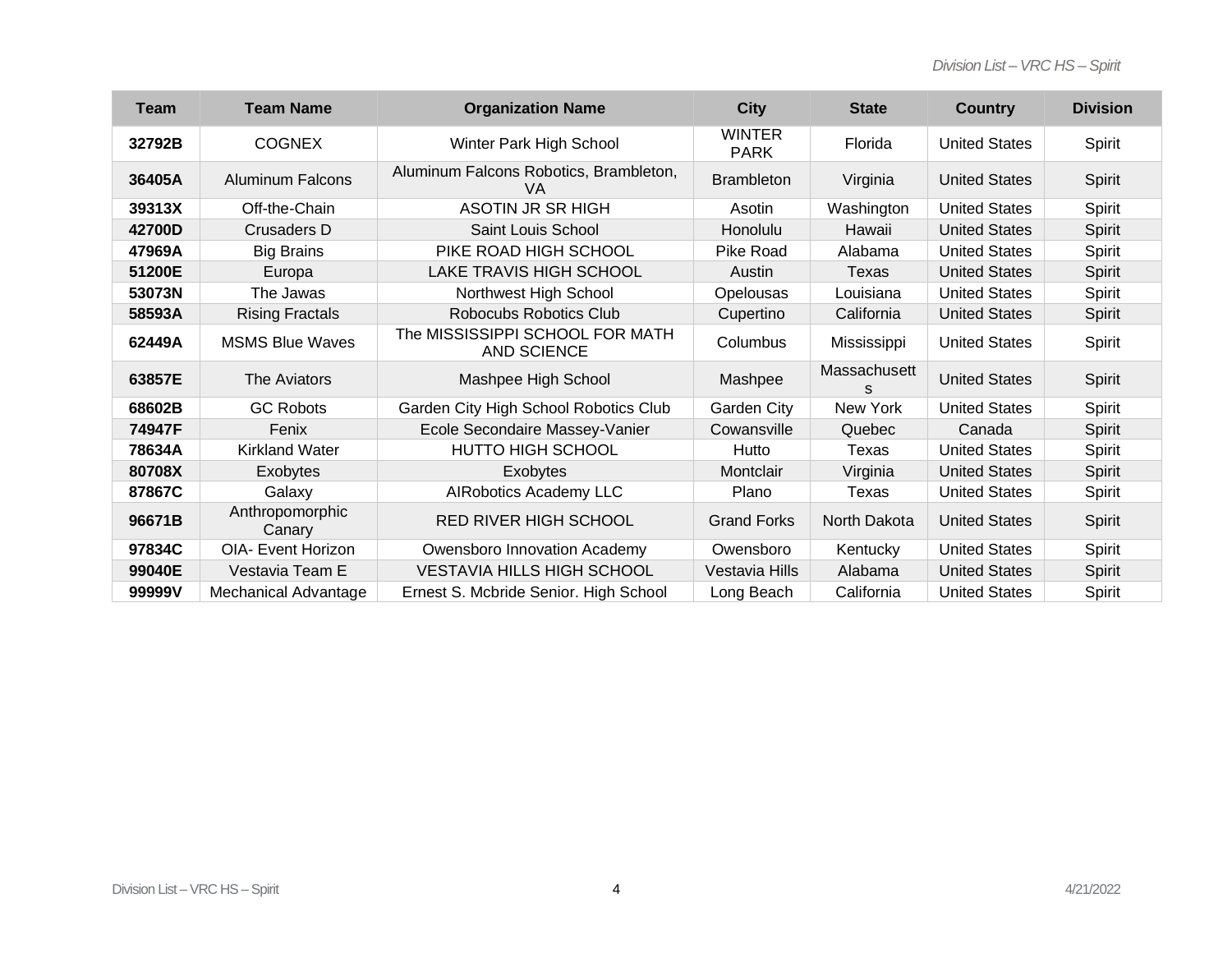| Team | Team Name | Organization Name | City | State | Country | Division |
|---|---|---|---|---|---|---|
| **32792B** | COGNEX | Winter Park High School | WINTER PARK | Florida | United States | Spirit |
| **36405A** | Aluminum Falcons | Aluminum Falcons Robotics, Brambleton, VA | Brambleton | Virginia | United States | Spirit |
| **39313X** | Off-the-Chain | ASOTIN JR SR HIGH | Asotin | Washington | United States | Spirit |
| **42700D** | Crusaders D | Saint Louis School | Honolulu | Hawaii | United States | Spirit |
| **47969A** | Big Brains | PIKE ROAD HIGH SCHOOL | Pike Road | Alabama | United States | Spirit |
| **51200E** | Europa | LAKE TRAVIS HIGH SCHOOL | Austin | Texas | United States | Spirit |
| **53073N** | The Jawas | Northwest High School | Opelousas | Louisiana | United States | Spirit |
| **58593A** | Rising Fractals | Robocubs Robotics Club | Cupertino | California | United States | Spirit |
| **62449A** | MSMS Blue Waves | The MISSISSIPPI SCHOOL FOR MATH AND SCIENCE | Columbus | Mississippi | United States | Spirit |
| **63857E** | The Aviators | Mashpee High School | Mashpee | Massachusetts | United States | Spirit |
| **68602B** | GC Robots | Garden City High School Robotics Club | Garden City | New York | United States | Spirit |
| **74947F** | Fenix | Ecole Secondaire Massey-Vanier | Cowansville | Quebec | Canada | Spirit |
| **78634A** | Kirkland Water | HUTTO HIGH SCHOOL | Hutto | Texas | United States | Spirit |
| **80708X** | Exobytes | Exobytes | Montclair | Virginia | United States | Spirit |
| **87867C** | Galaxy | AIRobotics Academy LLC | Plano | Texas | United States | Spirit |
| **96671B** | Anthropomorphic Canary | RED RIVER HIGH SCHOOL | Grand Forks | North Dakota | United States | Spirit |
| **97834C** | OIA- Event Horizon | Owensboro Innovation Academy | Owensboro | Kentucky | United States | Spirit |
| **99040E** | Vestavia Team E | VESTAVIA HILLS HIGH SCHOOL | Vestavia Hills | Alabama | United States | Spirit |
| **99999V** | Mechanical Advantage | Ernest S. Mcbride Senior. High School | Long Beach | California | United States | Spirit |